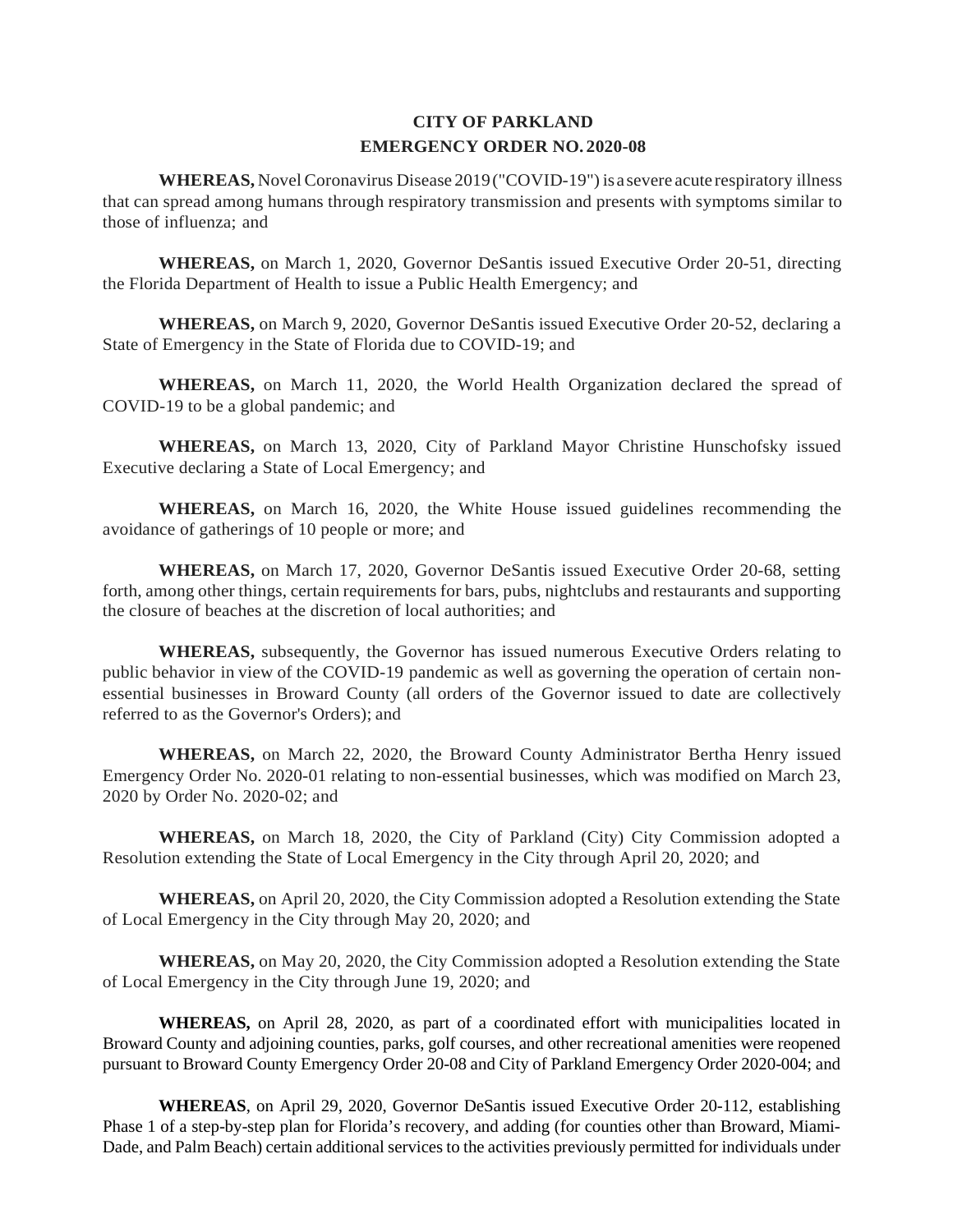# CITY OF PARKLAND
## EMERGENCY ORDER NO. 2020-08

**WHEREAS,** Novel Coronavirus Disease 2019 ("COVID-19") is a severe acute respiratory illness that can spread among humans through respiratory transmission and presents with symptoms similar to those of influenza; and

**WHEREAS,** on March 1, 2020, Governor DeSantis issued Executive Order 20-51, directing the Florida Department of Health to issue a Public Health Emergency; and

**WHEREAS,** on March 9, 2020, Governor DeSantis issued Executive Order 20-52, declaring a State of Emergency in the State of Florida due to COVID-19; and

**WHEREAS,** on March 11, 2020, the World Health Organization declared the spread of COVID-19 to be a global pandemic; and

**WHEREAS,** on March 13, 2020, City of Parkland Mayor Christine Hunschofsky issued Executive declaring a State of Local Emergency; and

**WHEREAS,** on March 16, 2020, the White House issued guidelines recommending the avoidance of gatherings of 10 people or more; and

**WHEREAS,** on March 17, 2020, Governor DeSantis issued Executive Order 20-68, setting forth, among other things, certain requirements for bars, pubs, nightclubs and restaurants and supporting the closure of beaches at the discretion of local authorities; and

**WHEREAS,** subsequently, the Governor has issued numerous Executive Orders relating to public behavior in view of the COVID-19 pandemic as well as governing the operation of certain non-essential businesses in Broward County (all orders of the Governor issued to date are collectively referred to as the Governor's Orders); and

**WHEREAS,** on March 22, 2020, the Broward County Administrator Bertha Henry issued Emergency Order No. 2020-01 relating to non-essential businesses, which was modified on March 23, 2020 by Order No. 2020-02; and

**WHEREAS,** on March 18, 2020, the City of Parkland (City) City Commission adopted a Resolution extending the State of Local Emergency in the City through April 20, 2020; and

**WHEREAS,** on April 20, 2020, the City Commission adopted a Resolution extending the State of Local Emergency in the City through May 20, 2020; and

**WHEREAS,** on May 20, 2020, the City Commission adopted a Resolution extending the State of Local Emergency in the City through June 19, 2020; and

**WHEREAS,** on April 28, 2020, as part of a coordinated effort with municipalities located in Broward County and adjoining counties, parks, golf courses, and other recreational amenities were reopened pursuant to Broward County Emergency Order 20-08 and City of Parkland Emergency Order 2020-004; and

**WHEREAS**, on April 29, 2020, Governor DeSantis issued Executive Order 20-112, establishing Phase 1 of a step-by-step plan for Florida's recovery, and adding (for counties other than Broward, Miami-Dade, and Palm Beach) certain additional services to the activities previously permitted for individuals under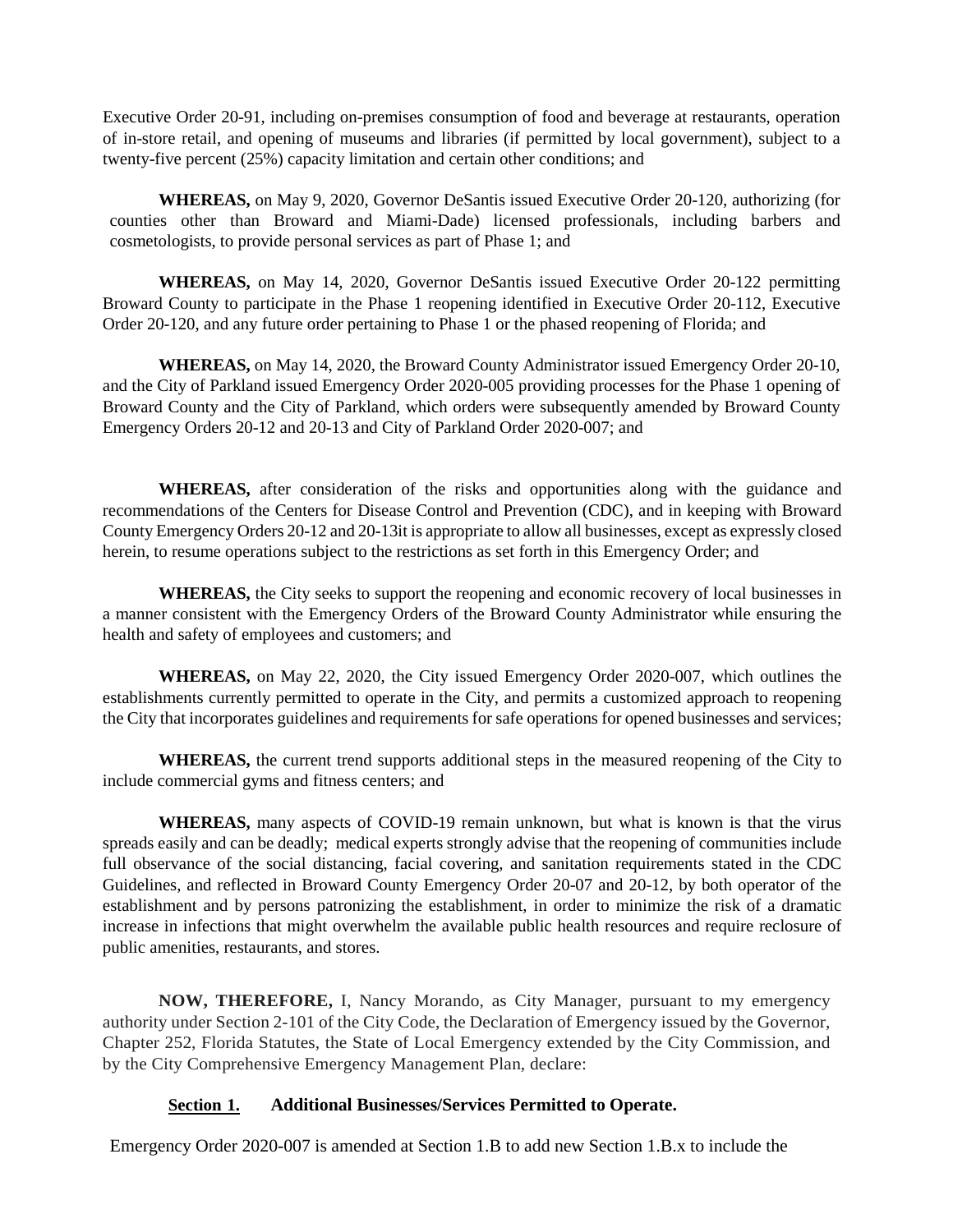Executive Order 20-91, including on-premises consumption of food and beverage at restaurants, operation of in-store retail, and opening of museums and libraries (if permitted by local government), subject to a twenty-five percent (25%) capacity limitation and certain other conditions; and

**WHEREAS,** on May 9, 2020, Governor DeSantis issued Executive Order 20-120, authorizing (for counties other than Broward and Miami-Dade) licensed professionals, including barbers and cosmetologists, to provide personal services as part of Phase 1; and

**WHEREAS,** on May 14, 2020, Governor DeSantis issued Executive Order 20-122 permitting Broward County to participate in the Phase 1 reopening identified in Executive Order 20-112, Executive Order 20-120, and any future order pertaining to Phase 1 or the phased reopening of Florida; and

**WHEREAS,** on May 14, 2020, the Broward County Administrator issued Emergency Order 20-10, and the City of Parkland issued Emergency Order 2020-005 providing processes for the Phase 1 opening of Broward County and the City of Parkland, which orders were subsequently amended by Broward County Emergency Orders 20-12 and 20-13 and City of Parkland Order 2020-007; and

**WHEREAS,** after consideration of the risks and opportunities along with the guidance and recommendations of the Centers for Disease Control and Prevention (CDC), and in keeping with Broward County Emergency Orders 20-12 and 20-13it is appropriate to allow all businesses, except as expressly closed herein, to resume operations subject to the restrictions as set forth in this Emergency Order; and

**WHEREAS,** the City seeks to support the reopening and economic recovery of local businesses in a manner consistent with the Emergency Orders of the Broward County Administrator while ensuring the health and safety of employees and customers; and

**WHEREAS,** on May 22, 2020, the City issued Emergency Order 2020-007, which outlines the establishments currently permitted to operate in the City, and permits a customized approach to reopening the City that incorporates guidelines and requirements for safe operations for opened businesses and services;

**WHEREAS,** the current trend supports additional steps in the measured reopening of the City to include commercial gyms and fitness centers; and

**WHEREAS,** many aspects of COVID-19 remain unknown, but what is known is that the virus spreads easily and can be deadly; medical experts strongly advise that the reopening of communities include full observance of the social distancing, facial covering, and sanitation requirements stated in the CDC Guidelines, and reflected in Broward County Emergency Order 20-07 and 20-12, by both operator of the establishment and by persons patronizing the establishment, in order to minimize the risk of a dramatic increase in infections that might overwhelm the available public health resources and require reclosure of public amenities, restaurants, and stores.

**NOW, THEREFORE,** I, Nancy Morando, as City Manager, pursuant to my emergency authority under Section 2-101 of the City Code, the Declaration of Emergency issued by the Governor, Chapter 252, Florida Statutes, the State of Local Emergency extended by the City Commission, and by the City Comprehensive Emergency Management Plan, declare:

**Section 1. Additional Businesses/Services Permitted to Operate.**

Emergency Order 2020-007 is amended at Section 1.B to add new Section 1.B.x to include the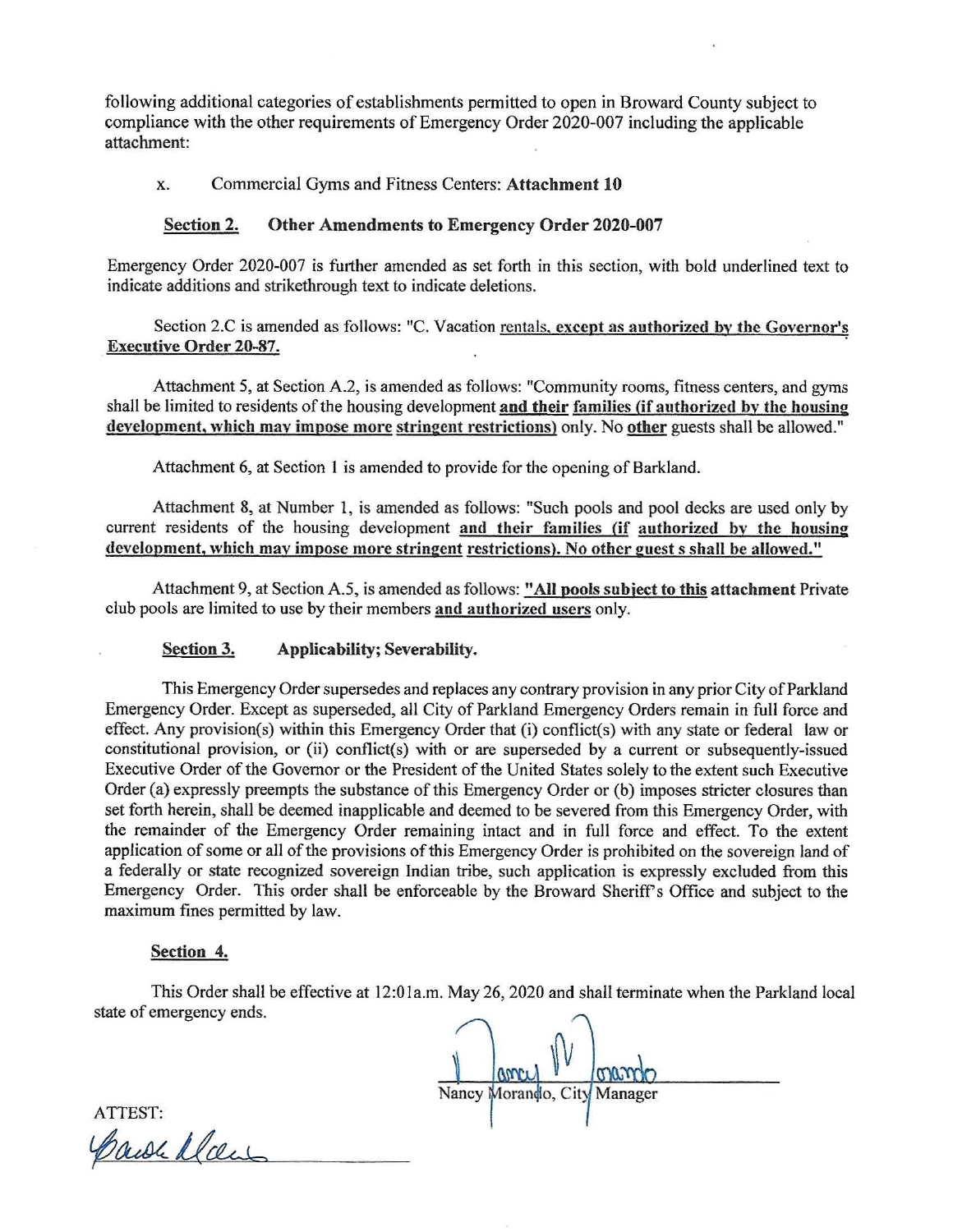following additional categories of establishments permitted to open in Broward County subject to compliance with the other requirements of Emergency Order 2020-007 including the applicable attachment:

x. Commercial Gyms and Fitness Centers: **Attachment 10**

**Section 2. Other Amendments to Emergency Order 2020-007**

Emergency Order 2020-007 is further amended as set forth in this section, with bold underlined text to indicate additions and strikethrough text to indicate deletions.

Section 2.C is amended as follows: "C. Vacation rentals**, except as authorized by the Governor's Executive Order 20-87.**

Attachment 5, at Section A.2, is amended as follows: "Community rooms, fitness centers, and gyms shall be limited to residents of the housing development **and their families (if authorized by the housing development, which may impose more stringent restrictions)** only. No **other** guests shall be allowed."

Attachment 6, at Section 1 is amended to provide for the opening of Barkland.

Attachment 8, at Number 1, is amended as follows: "Such pools and pool decks are used only by current residents of the housing development **and their families (if authorized by the housing development, which may impose more stringent restrictions). No other guest s shall be allowed."**

Attachment 9, at Section A.5, is amended as follows: **"All pools subject to this attachment** Private club pools are limited to use by their members **and authorized users** only.

**Section 3. Applicability; Severability.**

This Emergency Order supersedes and replaces any contrary provision in any prior City of Parkland Emergency Order. Except as superseded, all City of Parkland Emergency Orders remain in full force and effect. Any provision(s) within this Emergency Order that (i) conflict(s) with any state or federal law or constitutional provision, or (ii) conflict(s) with or are superseded by a current or subsequently-issued Executive Order of the Governor or the President of the United States solely to the extent such Executive Order (a) expressly preempts the substance of this Emergency Order or (b) imposes stricter closures than set forth herein, shall be deemed inapplicable and deemed to be severed from this Emergency Order, with the remainder of the Emergency Order remaining intact and in full force and effect. To the extent application of some or all of the provisions of this Emergency Order is prohibited on the sovereign land of a federally or state recognized sovereign Indian tribe, such application is expressly excluded from this Emergency Order. This order shall be enforceable by the Broward Sheriff's Office and subject to the maximum fines permitted by law.

**Section 4.**

This Order shall be effective at 12:01a.m. May 26, 2020 and shall terminate when the Parkland local state of emergency ends.

Nancy Morando, City Manager

ATTEST: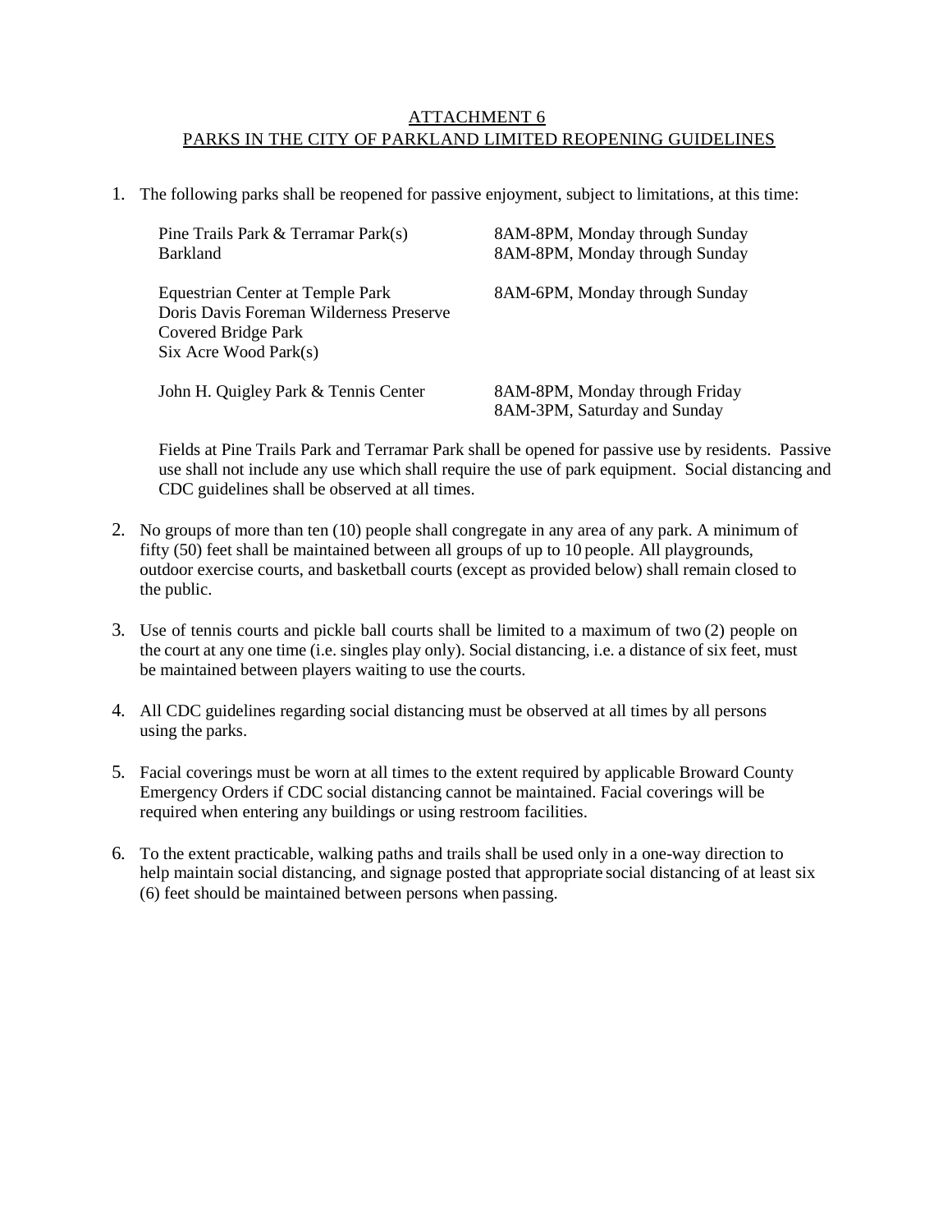# ATTACHMENT 6
## PARKS IN THE CITY OF PARKLAND LIMITED REOPENING GUIDELINES

1. The following parks shall be reopened for passive enjoyment, subject to limitations, at this time:

| Park | Hours |
|---|---|
| Pine Trails Park & Terramar Park(s) | 8AM-8PM, Monday through Sunday |
| Barkland | 8AM-8PM, Monday through Sunday |
| Equestrian Center at Temple Park<br>Doris Davis Foreman Wilderness Preserve<br>Covered Bridge Park<br>Six Acre Wood Park(s) | 8AM-6PM, Monday through Sunday |
| John H. Quigley Park & Tennis Center | 8AM-8PM, Monday through Friday<br>8AM-3PM, Saturday and Sunday |

   Fields at Pine Trails Park and Terramar Park shall be opened for passive use by residents. Passive use shall not include any use which shall require the use of park equipment. Social distancing and CDC guidelines shall be observed at all times.

2. No groups of more than ten (10) people shall congregate in any area of any park. A minimum of fifty (50) feet shall be maintained between all groups of up to 10 people. All playgrounds, outdoor exercise courts, and basketball courts (except as provided below) shall remain closed to the public.

3. Use of tennis courts and pickle ball courts shall be limited to a maximum of two (2) people on the court at any one time (i.e. singles play only). Social distancing, i.e. a distance of six feet, must be maintained between players waiting to use the courts.

4. All CDC guidelines regarding social distancing must be observed at all times by all persons using the parks.

5. Facial coverings must be worn at all times to the extent required by applicable Broward County Emergency Orders if CDC social distancing cannot be maintained. Facial coverings will be required when entering any buildings or using restroom facilities.

6. To the extent practicable, walking paths and trails shall be used only in a one-way direction to help maintain social distancing, and signage posted that appropriate social distancing of at least six (6) feet should be maintained between persons when passing.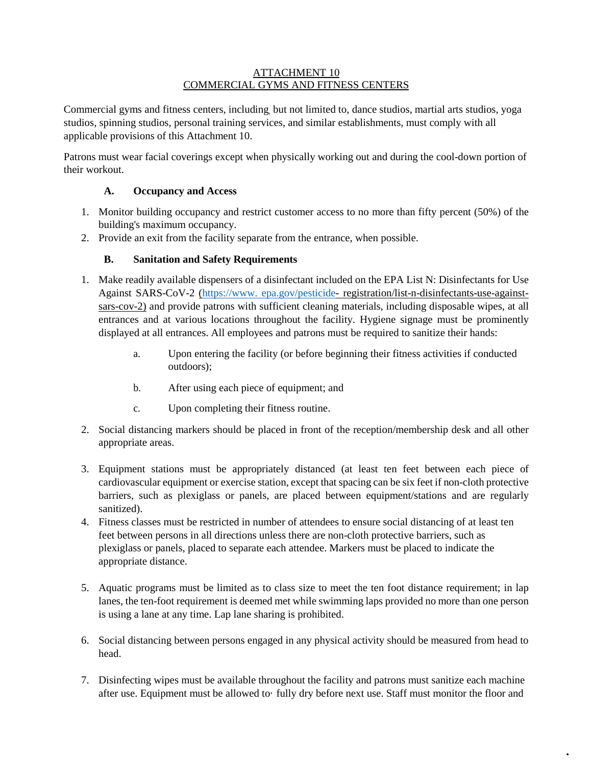ATTACHMENT 10
COMMERCIAL GYMS AND FITNESS CENTERS

Commercial gyms and fitness centers, including, but not limited to, dance studios, martial arts studios, yoga studios, spinning studios, personal training services, and similar establishments, must comply with all applicable provisions of this Attachment 10.

Patrons must wear facial coverings except when physically working out and during the cool-down portion of their workout.

### A. Occupancy and Access

1. Monitor building occupancy and restrict customer access to no more than fifty percent (50%) of the building's maximum occupancy.
2. Provide an exit from the facility separate from the entrance, when possible.

### B. Sanitation and Safety Requirements

1. Make readily available dispensers of a disinfectant included on the EPA List N: Disinfectants for Use Against SARS-CoV-2 (https://www. epa.gov/pesticide- registration/list-n-disinfectants-use-against-sars-cov-2) and provide patrons with sufficient cleaning materials, including disposable wipes, at all entrances and at various locations throughout the facility. Hygiene signage must be prominently displayed at all entrances. All employees and patrons must be required to sanitize their hands:

    a. Upon entering the facility (or before beginning their fitness activities if conducted outdoors);

    b. After using each piece of equipment; and

    c. Upon completing their fitness routine.

2. Social distancing markers should be placed in front of the reception/membership desk and all other appropriate areas.

3. Equipment stations must be appropriately distanced (at least ten feet between each piece of cardiovascular equipment or exercise station, except that spacing can be six feet if non-cloth protective barriers, such as plexiglass or panels, are placed between equipment/stations and are regularly sanitized).

4. Fitness classes must be restricted in number of attendees to ensure social distancing of at least ten feet between persons in all directions unless there are non-cloth protective barriers, such as plexiglass or panels, placed to separate each attendee. Markers must be placed to indicate the appropriate distance.

5. Aquatic programs must be limited as to class size to meet the ten foot distance requirement; in lap lanes, the ten-foot requirement is deemed met while swimming laps provided no more than one person is using a lane at any time. Lap lane sharing is prohibited.

6. Social distancing between persons engaged in any physical activity should be measured from head to head.

7. Disinfecting wipes must be available throughout the facility and patrons must sanitize each machine after use. Equipment must be allowed to fully dry before next use. Staff must monitor the floor and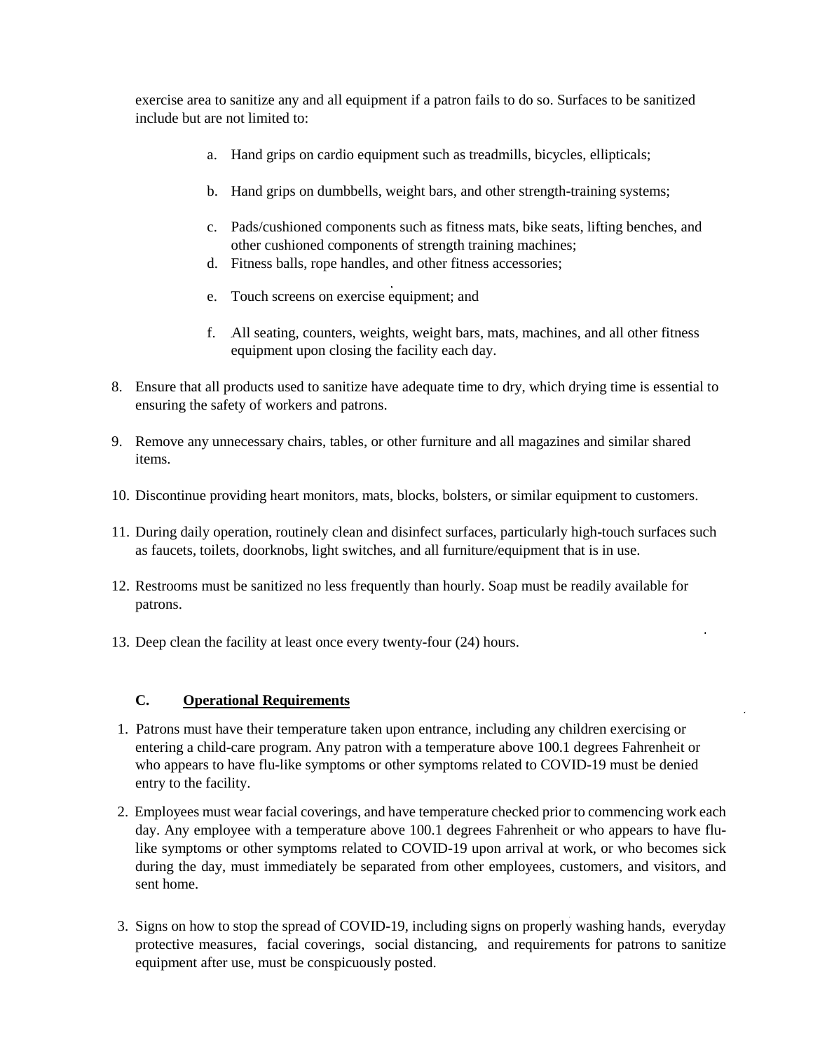exercise area to sanitize any and all equipment if a patron fails to do so. Surfaces to be sanitized include but are not limited to:

   a. Hand grips on cardio equipment such as treadmills, bicycles, ellipticals;

   b. Hand grips on dumbbells, weight bars, and other strength-training systems;

   c. Pads/cushioned components such as fitness mats, bike seats, lifting benches, and other cushioned components of strength training machines;

   d. Fitness balls, rope handles, and other fitness accessories;

   e. Touch screens on exercise equipment; and

   f. All seating, counters, weights, weight bars, mats, machines, and all other fitness equipment upon closing the facility each day.

8. Ensure that all products used to sanitize have adequate time to dry, which drying time is essential to ensuring the safety of workers and patrons.

9. Remove any unnecessary chairs, tables, or other furniture and all magazines and similar shared items.

10. Discontinue providing heart monitors, mats, blocks, bolsters, or similar equipment to customers.

11. During daily operation, routinely clean and disinfect surfaces, particularly high-touch surfaces such as faucets, toilets, doorknobs, light switches, and all furniture/equipment that is in use.

12. Restrooms must be sanitized no less frequently than hourly. Soap must be readily available for patrons.

13. Deep clean the facility at least once every twenty-four (24) hours.

### C. Operational Requirements

1. Patrons must have their temperature taken upon entrance, including any children exercising or entering a child-care program. Any patron with a temperature above 100.1 degrees Fahrenheit or who appears to have flu-like symptoms or other symptoms related to COVID-19 must be denied entry to the facility.

2. Employees must wear facial coverings, and have temperature checked prior to commencing work each day. Any employee with a temperature above 100.1 degrees Fahrenheit or who appears to have flu-like symptoms or other symptoms related to COVID-19 upon arrival at work, or who becomes sick during the day, must immediately be separated from other employees, customers, and visitors, and sent home.

3. Signs on how to stop the spread of COVID-19, including signs on properly washing hands, everyday protective measures, facial coverings, social distancing, and requirements for patrons to sanitize equipment after use, must be conspicuously posted.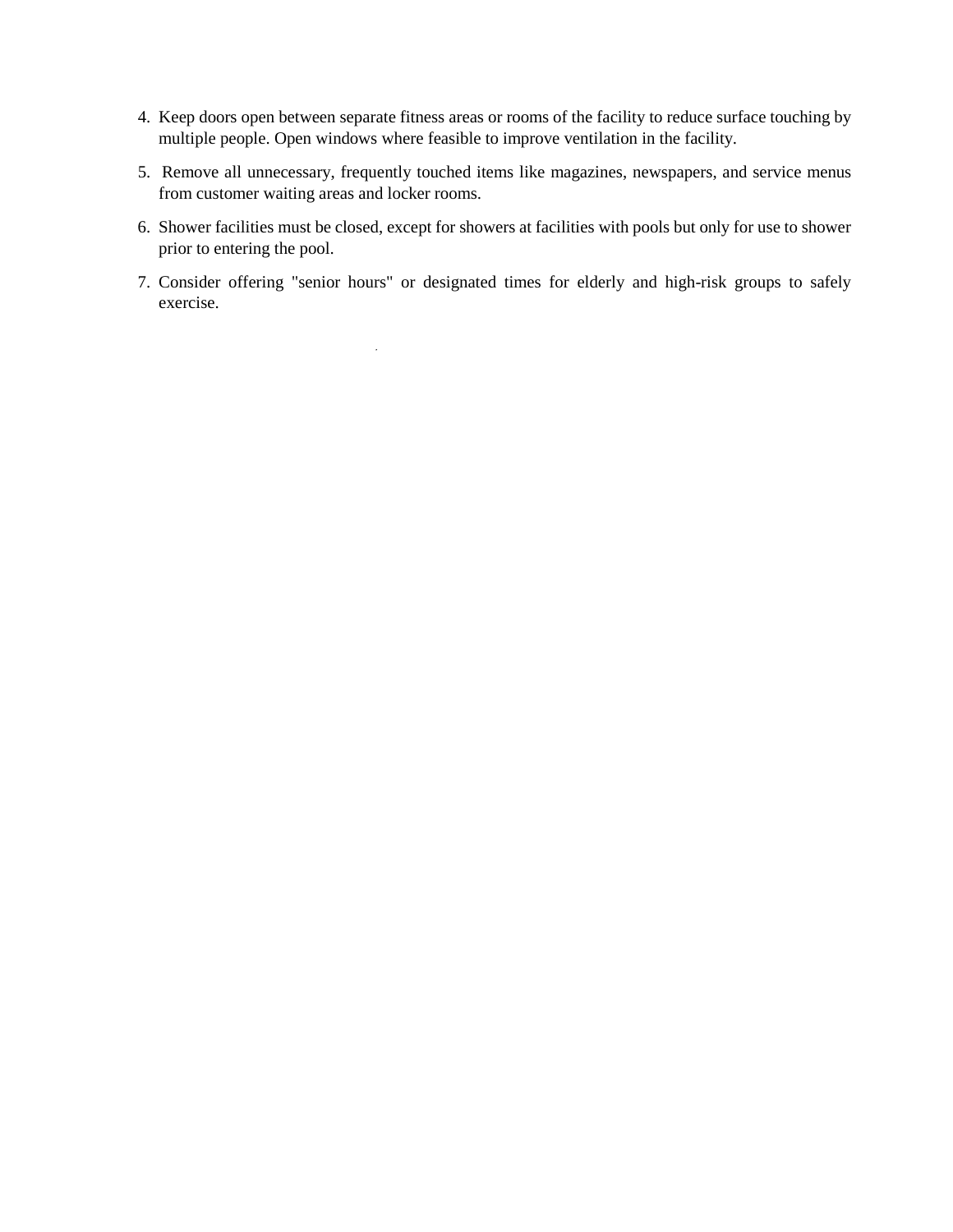4. Keep doors open between separate fitness areas or rooms of the facility to reduce surface touching by multiple people. Open windows where feasible to improve ventilation in the facility.
5. Remove all unnecessary, frequently touched items like magazines, newspapers, and service menus from customer waiting areas and locker rooms.
6. Shower facilities must be closed, except for showers at facilities with pools but only for use to shower prior to entering the pool.
7. Consider offering "senior hours" or designated times for elderly and high-risk groups to safely exercise.